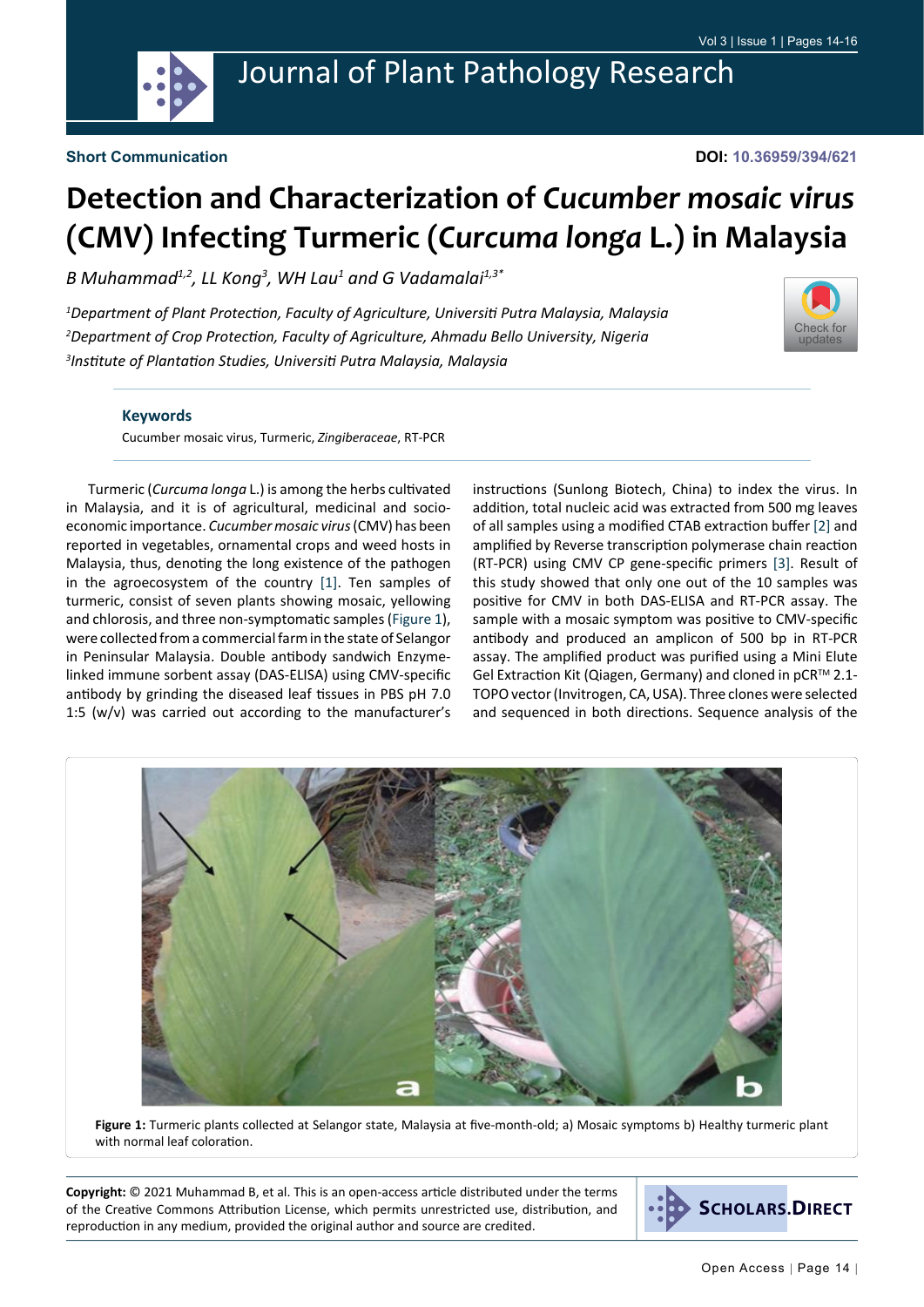**Short Communication**

**DOI: 10.36959/394/621**

# Detection and Characterization of *Cucumber mosaic virus* (CMV) Infecting Turmeric (*Curcuma longa* L.) in Malaysia

*B Muhammad[1,2], LL Kong[3], WH Lau[1] and G Vadamalai[1,3*]*

[1]*Department of Plant Protection, Faculty of Agriculture, Universiti Putra Malaysia, Malaysia*
[2]*Department of Crop Protection, Faculty of Agriculture, Ahmadu Bello University, Nigeria*
[3]*Institute of Plantation Studies, Universiti Putra Malaysia, Malaysia*

### Keywords

Cucumber mosaic virus, Turmeric, *Zingiberaceae*, RT-PCR

Turmeric (*Curcuma longa* L.) is among the herbs cultivated in Malaysia, and it is of agricultural, medicinal and socio-economic importance. *Cucumber mosaic virus* (CMV) has been reported in vegetables, ornamental crops and weed hosts in Malaysia, thus, denoting the long existence of the pathogen in the agroecosystem of the country [1]. Ten samples of turmeric, consist of seven plants showing mosaic, yellowing and chlorosis, and three non-symptomatic samples (Figure 1), were collected from a commercial farm in the state of Selangor in Peninsular Malaysia. Double antibody sandwich Enzyme-linked immune sorbent assay (DAS-ELISA) using CMV-specific antibody by grinding the diseased leaf tissues in PBS pH 7.0 1:5 (w/v) was carried out according to the manufacturer's instructions (Sunlong Biotech, China) to index the virus. In addition, total nucleic acid was extracted from 500 mg leaves of all samples using a modified CTAB extraction buffer [2] and amplified by Reverse transcription polymerase chain reaction (RT-PCR) using CMV CP gene-specific primers [3]. Result of this study showed that only one out of the 10 samples was positive for CMV in both DAS-ELISA and RT-PCR assay. The sample with a mosaic symptom was positive to CMV-specific antibody and produced an amplicon of 500 bp in RT-PCR assay. The amplified product was purified using a Mini Elute Gel Extraction Kit (Qiagen, Germany) and cloned in pCR™ 2.1-TOPO vector (Invitrogen, CA, USA). Three clones were selected and sequenced in both directions. Sequence analysis of the

**Figure 1:** Turmeric plants collected at Selangor state, Malaysia at five-month-old; a) Mosaic symptoms b) Healthy turmeric plant with normal leaf coloration.

**Copyright:** © 2021 Muhammad B, et al. This is an open-access article distributed under the terms of the Creative Commons Attribution License, which permits unrestricted use, distribution, and reproduction in any medium, provided the original author and source are credited.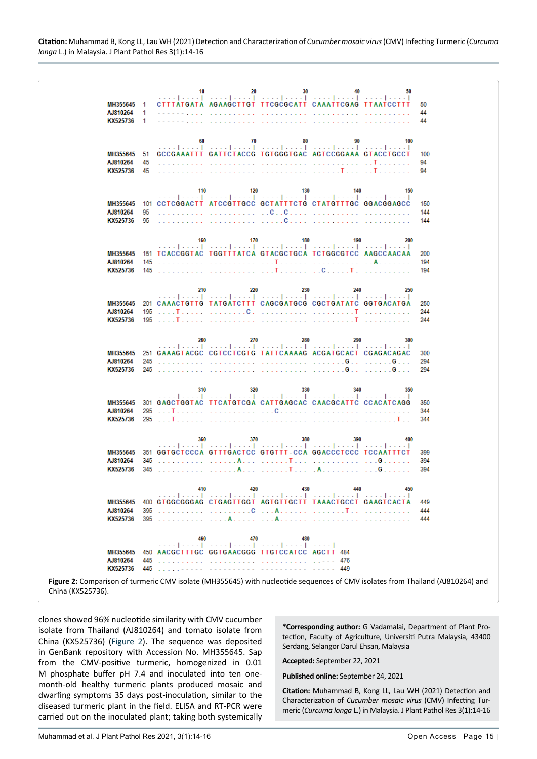```
                       10         20         30         40         50
                ....|....| ....|....| ....|....| ....|....| ....|....|
MH355645    1   CTTTATGATA AGAAGCTTGT TTCGCGCATT CAAATTCGAG TTAATCCTTT   50
AJ810264    1   ------.... .......... .......... .......... ..........   44
KX525736    1   ------.... .......... .......... .......... ..........   44

                       60         70         80         90        100
                ....|....| ....|....| ....|....| ....|....| ....|....|
MH355645   51   GCCGAAATTT GATTCTACCG TGTGGGTGAC AGTCCGGAAA GTACCTGCCT  100
AJ810264   45   .......... .......... .......... .......... ..T.......   94
KX525736   45   .......... .......... .......... ......T... ..T.......   94

                      110        120        130        140        150
                ....|....| ....|....| ....|....| ....|....| ....|....|
MH355645  101   CCTCGGACTT ATCCGTTGCC GCTATTTCTG CTATGTTTGC GGACGGAGCC  150
AJ810264   95   .......... .......... ..C..C.... .......... ..........  144
KX525736   95   .......... .......... .....C.... .......... ..........  144

                      160        170        180        190        200
                ....|....| ....|....| ....|....| ....|....| ....|....|
MH355645  151   TCACCGGTAC TGGTTTATCA GTACGCTGCA TCTGGCGTCC AAGCCAACAA  200
AJ810264  145   .......... .......... ...T...... .......... ..A.......  194
KX525736  145   .......... .......... ...T...... ..C.....T. ..........  194

                      210        220        230        240        250
                ....|....| ....|....| ....|....| ....|....| ....|....|
MH355645  201   CAAACTGTTG TATGATCTTT CAGCGATGCG CGCTGATATC GGTGACATGA  250
AJ810264  195   ....T..... ........C. .......... ........T. ..........  244
KX525736  195   ....T..... .......... .......... ........T. ..........  244

                      260        270        280        290        300
                ....|....| ....|....| ....|....| ....|....| ....|....|
MH355645  251   GAAAGTACGC CGTCCTCGTG TATTCAAAAG ACGATGCACT CGAGACAGAC  300
AJ810264  245   .......... .......... .......... .......G.. ......G...  294
KX525736  245   .......... .......... .......... .......G.. ......G...  294

                      310        320        330        340        350
                ....|....| ....|....| ....|....| ....|....| ....|....|
MH355645  301   GAGCTGGTAC TTCATGTCGA CATTGAGCAC CAACGCATTC CCACATCAGG  350
AJ810264  295   ...T...... .......... ...C...... .......... ..........  344
KX525736  295   ...T...... .......... .......... .......... .......T..  344

                      360        370        380        390        400
                ....|....| ....|....| ....|....| ....|....| ....|....|
MH355645  351   GGTGCTCCCA GTTTGACTCC GTGTTT-CCA GGACCCTCCC TCCAATTTCT  399
AJ810264  345   .......... ......A... ......T... .......... ...G......  394
KX525736  345   .......... ......A... ......T... .A........ ...G......  394

                      410        420        430        440        450
                ....|....| ....|....| ....|....| ....|....| ....|....|
MH355645  400   GTGGCGGGAG CTGAGTTGGT AGTGTTGCTT TAAACTGCCT GAAGTCACTA  449
AJ810264  395   .......... .........C ...A...... .......T.. ..........  444
KX525736  395   .......... ....A..... ...A...... .......... ..........  444

                      460        470        480
                ....|....| ....|....| ....|....| ....|
MH355645  450   AACGCTTTGC GGTGAACGGG TTGTCCATCC AGCTT  484
AJ810264  445   .......... .......... .......... ..---  476
KX525736  445   ....------ ---------- ---------- -----  449
```

**Figure 2:** Comparison of turmeric CMV isolate (MH355645) with nucleotide sequences of CMV isolates from Thailand (AJ810264) and China (KX525736).

clones showed 96% nucleotide similarity with CMV cucumber isolate from Thailand (AJ810264) and tomato isolate from China (KX525736) (Figure 2). The sequence was deposited in GenBank repository with Accession No. MH355645. Sap from the CMV-positive turmeric, homogenized in 0.01 M phosphate buffer pH 7.4 and inoculated into ten one-month-old healthy turmeric plants produced mosaic and dwarfing symptoms 35 days post-inoculation, similar to the diseased turmeric plant in the field. ELISA and RT-PCR were carried out on the inoculated plant; taking both systemically

**\*Corresponding author:** G Vadamalai, Department of Plant Protection, Faculty of Agriculture, Universiti Putra Malaysia, 43400 Serdang, Selangor Darul Ehsan, Malaysia

**Accepted:** September 22, 2021

**Published online:** September 24, 2021

**Citation:** Muhammad B, Kong LL, Lau WH (2021) Detection and Characterization of *Cucumber mosaic virus* (CMV) Infecting Turmeric (*Curcuma longa* L.) in Malaysia. J Plant Pathol Res 3(1):14-16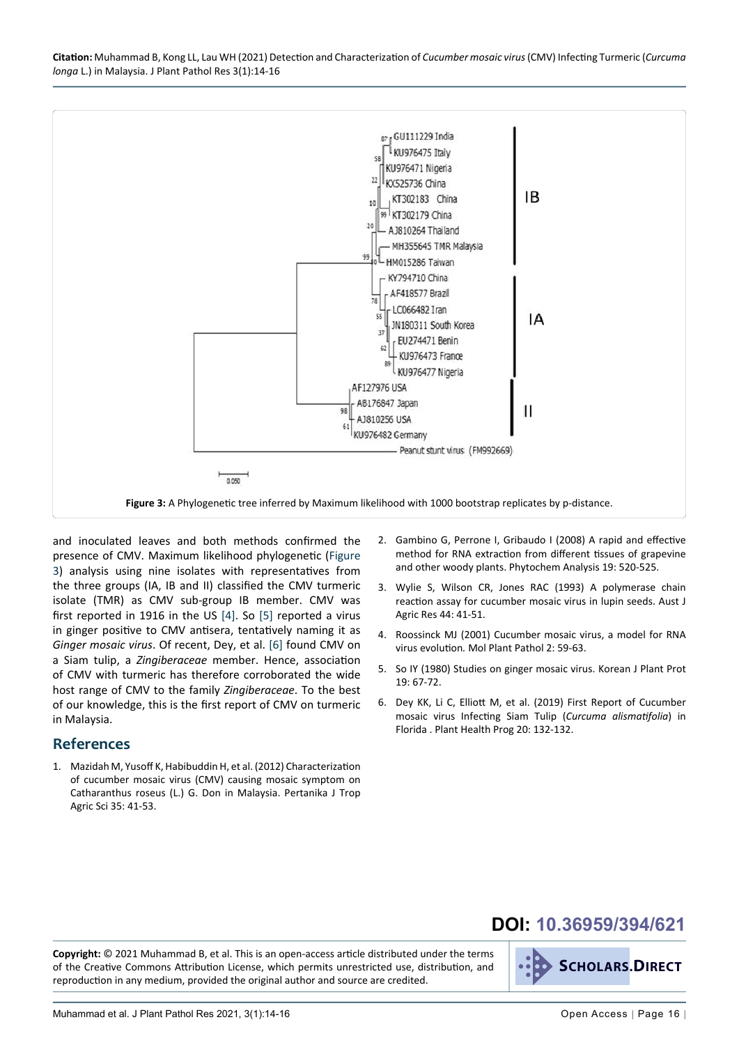GU111229 India
KU976475 Italy
KU976471 Nigeria
KX525736 China
KT302183 China
KT302179 China
AJ810264 Thailand
MH355645 TMR Malaysia
HM015286 Taiwan
KY794710 China
AF418577 Brazil
LC066482 Iran
JN180311 South Korea
EU274471 Benin
KU976473 France
KU976477 Nigeria
AF127976 USA
AB176847 Japan
AJ810256 USA
KU976482 Germany
Peanut stunt virus (FM992669)

87
58
22
10
99
20
99
50
78
55
37
62
89
98
61

IB
IA
II

0.050

**Figure 3:** A Phylogenetic tree inferred by Maximum likelihood with 1000 bootstrap replicates by p-distance.

and inoculated leaves and both methods confirmed the presence of CMV. Maximum likelihood phylogenetic (Figure 3) analysis using nine isolates with representatives from the three groups (IA, IB and II) classified the CMV turmeric isolate (TMR) as CMV sub-group IB member. CMV was first reported in 1916 in the US [4]. So [5] reported a virus in ginger positive to CMV antisera, tentatively naming it as *Ginger mosaic virus*. Of recent, Dey, et al. [6] found CMV on a Siam tulip, a *Zingiberaceae* member. Hence, association of CMV with turmeric has therefore corroborated the wide host range of CMV to the family *Zingiberaceae*. To the best of our knowledge, this is the first report of CMV on turmeric in Malaysia.

## References

1. Mazidah M, Yusoff K, Habibuddin H, et al. (2012) Characterization of cucumber mosaic virus (CMV) causing mosaic symptom on Catharanthus roseus (L.) G. Don in Malaysia. Pertanika J Trop Agric Sci 35: 41-53.
2. Gambino G, Perrone I, Gribaudo I (2008) A rapid and effective method for RNA extraction from different tissues of grapevine and other woody plants. Phytochem Analysis 19: 520-525.
3. Wylie S, Wilson CR, Jones RAC (1993) A polymerase chain reaction assay for cucumber mosaic virus in lupin seeds. Aust J Agric Res 44: 41-51.
4. Roossinck MJ (2001) Cucumber mosaic virus, a model for RNA virus evolution. Mol Plant Pathol 2: 59-63.
5. So IY (1980) Studies on ginger mosaic virus. Korean J Plant Prot 19: 67-72.
6. Dey KK, Li C, Elliott M, et al. (2019) First Report of Cucumber mosaic virus Infecting Siam Tulip (*Curcuma alismatifolia*) in Florida . Plant Health Prog 20: 132-132.

**Copyright:** © 2021 Muhammad B, et al. This is an open-access article distributed under the terms of the Creative Commons Attribution License, which permits unrestricted use, distribution, and reproduction in any medium, provided the original author and source are credited.